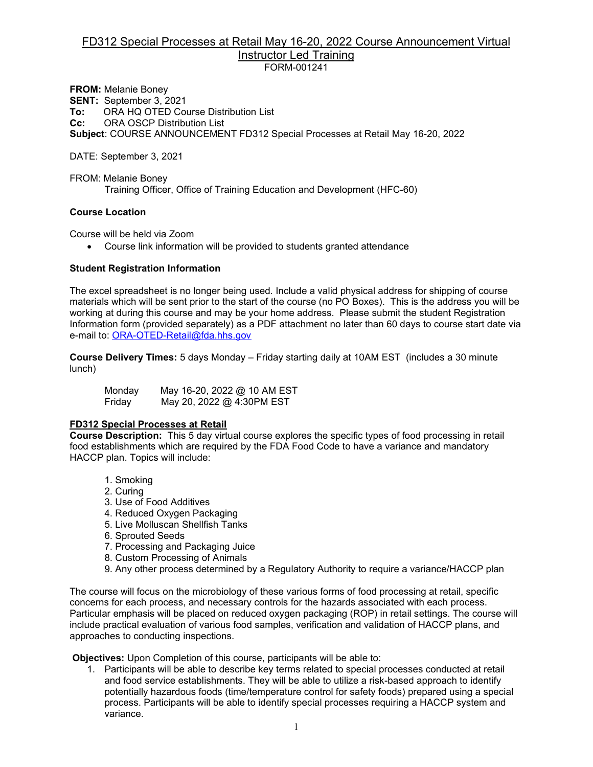# FD312 Special Processes at Retail May 16-20, 2022 Course Announcement Virtual Instructor Led Training

FORM-001241

**FROM:** Melanie Boney
**SENT:** September 3, 2021
**To:** ORA HQ OTED Course Distribution List
**Cc:** ORA OSCP Distribution List
**Subject**: COURSE ANNOUNCEMENT FD312 Special Processes at Retail May 16-20, 2022

DATE: September 3, 2021

FROM: Melanie Boney
Training Officer, Office of Training Education and Development (HFC-60)

**Course Location**

Course will be held via Zoom

- Course link information will be provided to students granted attendance

**Student Registration Information**

The excel spreadsheet is no longer being used. Include a valid physical address for shipping of course materials which will be sent prior to the start of the course (no PO Boxes). This is the address you will be working at during this course and may be your home address. Please submit the student Registration Information form (provided separately) as a PDF attachment no later than 60 days to course start date via e-mail to: ORA-OTED-Retail@fda.hhs.gov

**Course Delivery Times:** 5 days Monday – Friday starting daily at 10AM EST (includes a 30 minute lunch)

Monday May 16-20, 2022 @ 10 AM EST
Friday May 20, 2022 @ 4:30PM EST

**FD312 Special Processes at Retail**

**Course Description:** This 5 day virtual course explores the specific types of food processing in retail food establishments which are required by the FDA Food Code to have a variance and mandatory HACCP plan. Topics will include:

1. Smoking
2. Curing
3. Use of Food Additives
4. Reduced Oxygen Packaging
5. Live Molluscan Shellfish Tanks
6. Sprouted Seeds
7. Processing and Packaging Juice
8. Custom Processing of Animals
9. Any other process determined by a Regulatory Authority to require a variance/HACCP plan

The course will focus on the microbiology of these various forms of food processing at retail, specific concerns for each process, and necessary controls for the hazards associated with each process. Particular emphasis will be placed on reduced oxygen packaging (ROP) in retail settings. The course will include practical evaluation of various food samples, verification and validation of HACCP plans, and approaches to conducting inspections.

**Objectives:** Upon Completion of this course, participants will be able to:

1. Participants will be able to describe key terms related to special processes conducted at retail and food service establishments. They will be able to utilize a risk-based approach to identify potentially hazardous foods (time/temperature control for safety foods) prepared using a special process. Participants will be able to identify special processes requiring a HACCP system and variance.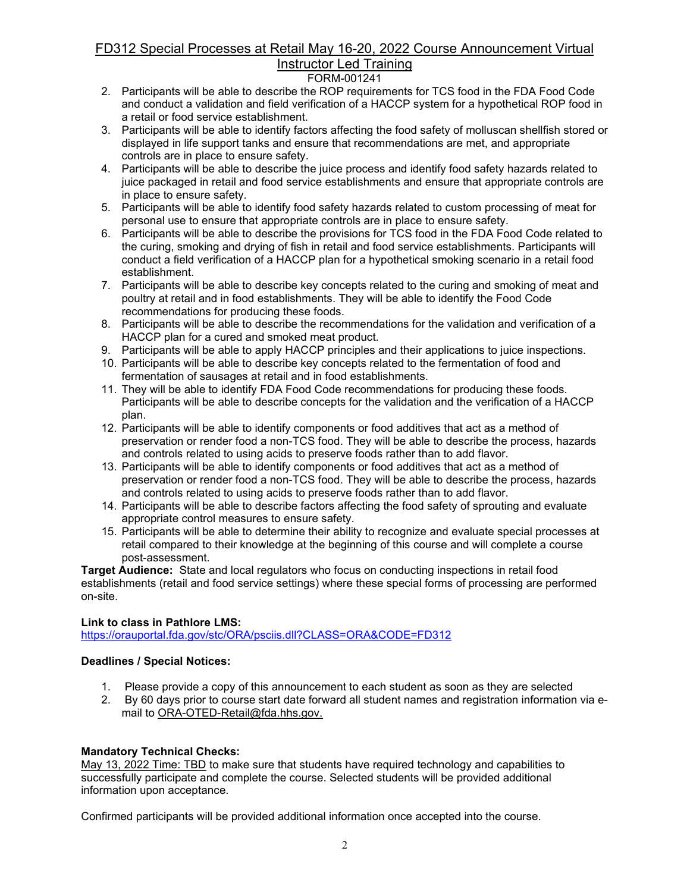2. Participants will be able to describe the ROP requirements for TCS food in the FDA Food Code and conduct a validation and field verification of a HACCP system for a hypothetical ROP food in a retail or food service establishment.
3. Participants will be able to identify factors affecting the food safety of molluscan shellfish stored or displayed in life support tanks and ensure that recommendations are met, and appropriate controls are in place to ensure safety.
4. Participants will be able to describe the juice process and identify food safety hazards related to juice packaged in retail and food service establishments and ensure that appropriate controls are in place to ensure safety.
5. Participants will be able to identify food safety hazards related to custom processing of meat for personal use to ensure that appropriate controls are in place to ensure safety.
6. Participants will be able to describe the provisions for TCS food in the FDA Food Code related to the curing, smoking and drying of fish in retail and food service establishments. Participants will conduct a field verification of a HACCP plan for a hypothetical smoking scenario in a retail food establishment.
7. Participants will be able to describe key concepts related to the curing and smoking of meat and poultry at retail and in food establishments. They will be able to identify the Food Code recommendations for producing these foods.
8. Participants will be able to describe the recommendations for the validation and verification of a HACCP plan for a cured and smoked meat product.
9. Participants will be able to apply HACCP principles and their applications to juice inspections.
10. Participants will be able to describe key concepts related to the fermentation of food and fermentation of sausages at retail and in food establishments.
11. They will be able to identify FDA Food Code recommendations for producing these foods. Participants will be able to describe concepts for the validation and the verification of a HACCP plan.
12. Participants will be able to identify components or food additives that act as a method of preservation or render food a non-TCS food. They will be able to describe the process, hazards and controls related to using acids to preserve foods rather than to add flavor.
13. Participants will be able to identify components or food additives that act as a method of preservation or render food a non-TCS food. They will be able to describe the process, hazards and controls related to using acids to preserve foods rather than to add flavor.
14. Participants will be able to describe factors affecting the food safety of sprouting and evaluate appropriate control measures to ensure safety.
15. Participants will be able to determine their ability to recognize and evaluate special processes at retail compared to their knowledge at the beginning of this course and will complete a course post-assessment.

**Target Audience:** State and local regulators who focus on conducting inspections in retail food establishments (retail and food service settings) where these special forms of processing are performed on-site.

**Link to class in Pathlore LMS:**
https://orauportal.fda.gov/stc/ORA/psciis.dll?CLASS=ORA&CODE=FD312

**Deadlines / Special Notices:**

1. Please provide a copy of this announcement to each student as soon as they are selected
2. By 60 days prior to course start date forward all student names and registration information via e-mail to ORA-OTED-Retail@fda.hhs.gov.

**Mandatory Technical Checks:**
May 13, 2022 Time: TBD to make sure that students have required technology and capabilities to successfully participate and complete the course. Selected students will be provided additional information upon acceptance.

Confirmed participants will be provided additional information once accepted into the course.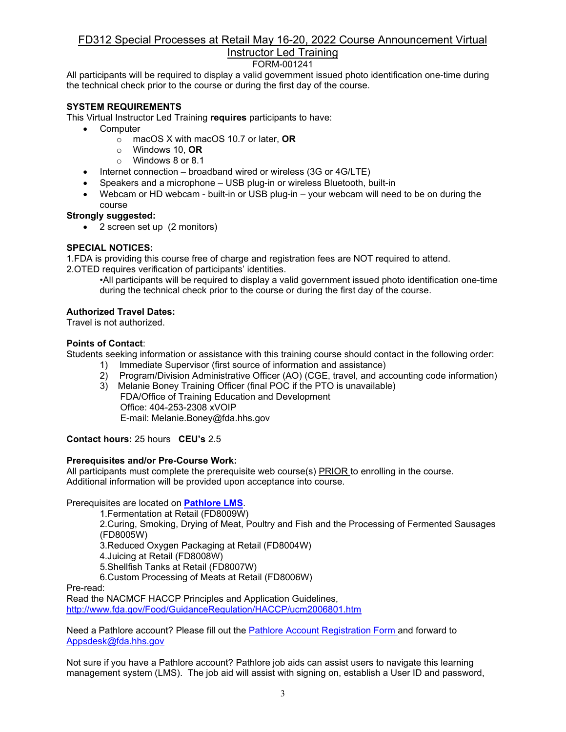# FD312 Special Processes at Retail May 16-20, 2022 Course Announcement Virtual Instructor Led Training

FORM-001241

All participants will be required to display a valid government issued photo identification one-time during the technical check prior to the course or during the first day of the course.

**SYSTEM REQUIREMENTS**

This Virtual Instructor Led Training **requires** participants to have:

- Computer
  - macOS X with macOS 10.7 or later, **OR**
  - Windows 10, **OR**
  - Windows 8 or 8.1
- Internet connection – broadband wired or wireless (3G or 4G/LTE)
- Speakers and a microphone – USB plug-in or wireless Bluetooth, built-in
- Webcam or HD webcam - built-in or USB plug-in – your webcam will need to be on during the course

**Strongly suggested:**

- 2 screen set up (2 monitors)

**SPECIAL NOTICES:**

1.FDA is providing this course free of charge and registration fees are NOT required to attend.
2.OTED requires verification of participants' identities.

•All participants will be required to display a valid government issued photo identification one-time during the technical check prior to the course or during the first day of the course.

**Authorized Travel Dates:**

Travel is not authorized.

**Points of Contact**:

Students seeking information or assistance with this training course should contact in the following order:

1) Immediate Supervisor (first source of information and assistance)
2) Program/Division Administrative Officer (AO) (CGE, travel, and accounting code information)
3) Melanie Boney Training Officer (final POC if the PTO is unavailable)
   FDA/Office of Training Education and Development
   Office: 404-253-2308 xVOIP
   E-mail: Melanie.Boney@fda.hhs.gov

**Contact hours:** 25 hours **CEU's** 2.5

**Prerequisites and/or Pre-Course Work:**

All participants must complete the prerequisite web course(s) PRIOR to enrolling in the course. Additional information will be provided upon acceptance into course.

Prerequisites are located on **Pathlore LMS**.

1.Fermentation at Retail (FD8009W)
2.Curing, Smoking, Drying of Meat, Poultry and Fish and the Processing of Fermented Sausages (FD8005W)
3.Reduced Oxygen Packaging at Retail (FD8004W)
4.Juicing at Retail (FD8008W)
5.Shellfish Tanks at Retail (FD8007W)
6.Custom Processing of Meats at Retail (FD8006W)

Pre-read:
Read the NACMCF HACCP Principles and Application Guidelines, http://www.fda.gov/Food/GuidanceRegulation/HACCP/ucm2006801.htm

Need a Pathlore account? Please fill out the Pathlore Account Registration Form and forward to Appsdesk@fda.hhs.gov

Not sure if you have a Pathlore account? Pathlore job aids can assist users to navigate this learning management system (LMS). The job aid will assist with signing on, establish a User ID and password,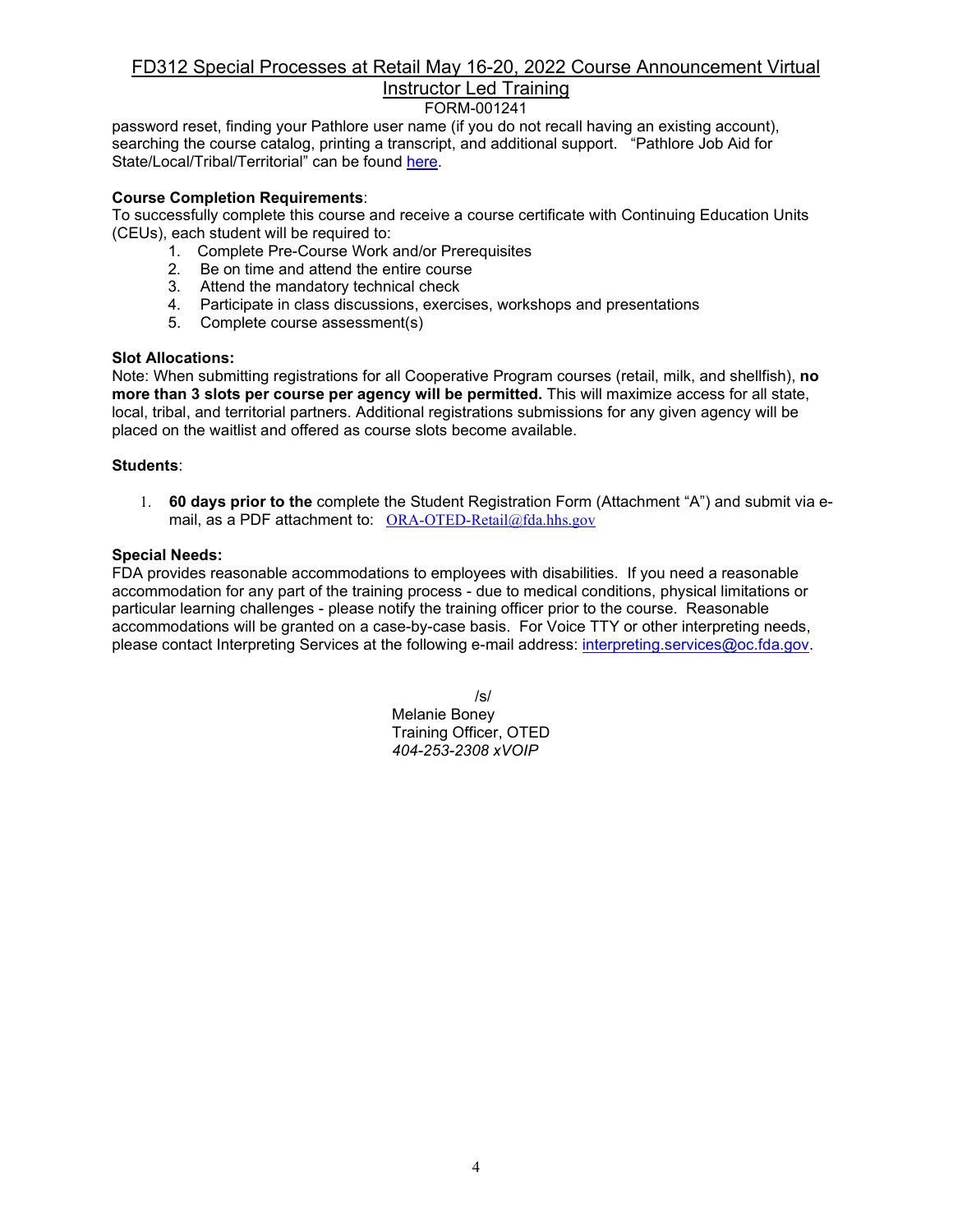password reset, finding your Pathlore user name (if you do not recall having an existing account), searching the course catalog, printing a transcript, and additional support. "Pathlore Job Aid for State/Local/Tribal/Territorial" can be found here.

**Course Completion Requirements**:
To successfully complete this course and receive a course certificate with Continuing Education Units (CEUs), each student will be required to:

1. Complete Pre-Course Work and/or Prerequisites
2. Be on time and attend the entire course
3. Attend the mandatory technical check
4. Participate in class discussions, exercises, workshops and presentations
5. Complete course assessment(s)

**Slot Allocations:**
Note: When submitting registrations for all Cooperative Program courses (retail, milk, and shellfish), **no more than 3 slots per course per agency will be permitted.** This will maximize access for all state, local, tribal, and territorial partners. Additional registrations submissions for any given agency will be placed on the waitlist and offered as course slots become available.

**Students**:

1. **60 days prior to the** complete the Student Registration Form (Attachment "A") and submit via e-mail, as a PDF attachment to: ORA-OTED-Retail@fda.hhs.gov

**Special Needs:**
FDA provides reasonable accommodations to employees with disabilities. If you need a reasonable accommodation for any part of the training process - due to medical conditions, physical limitations or particular learning challenges - please notify the training officer prior to the course. Reasonable accommodations will be granted on a case-by-case basis. For Voice TTY or other interpreting needs, please contact Interpreting Services at the following e-mail address: interpreting.services@oc.fda.gov.

/s/
Melanie Boney
Training Officer, OTED
*404-253-2308 xVOIP*